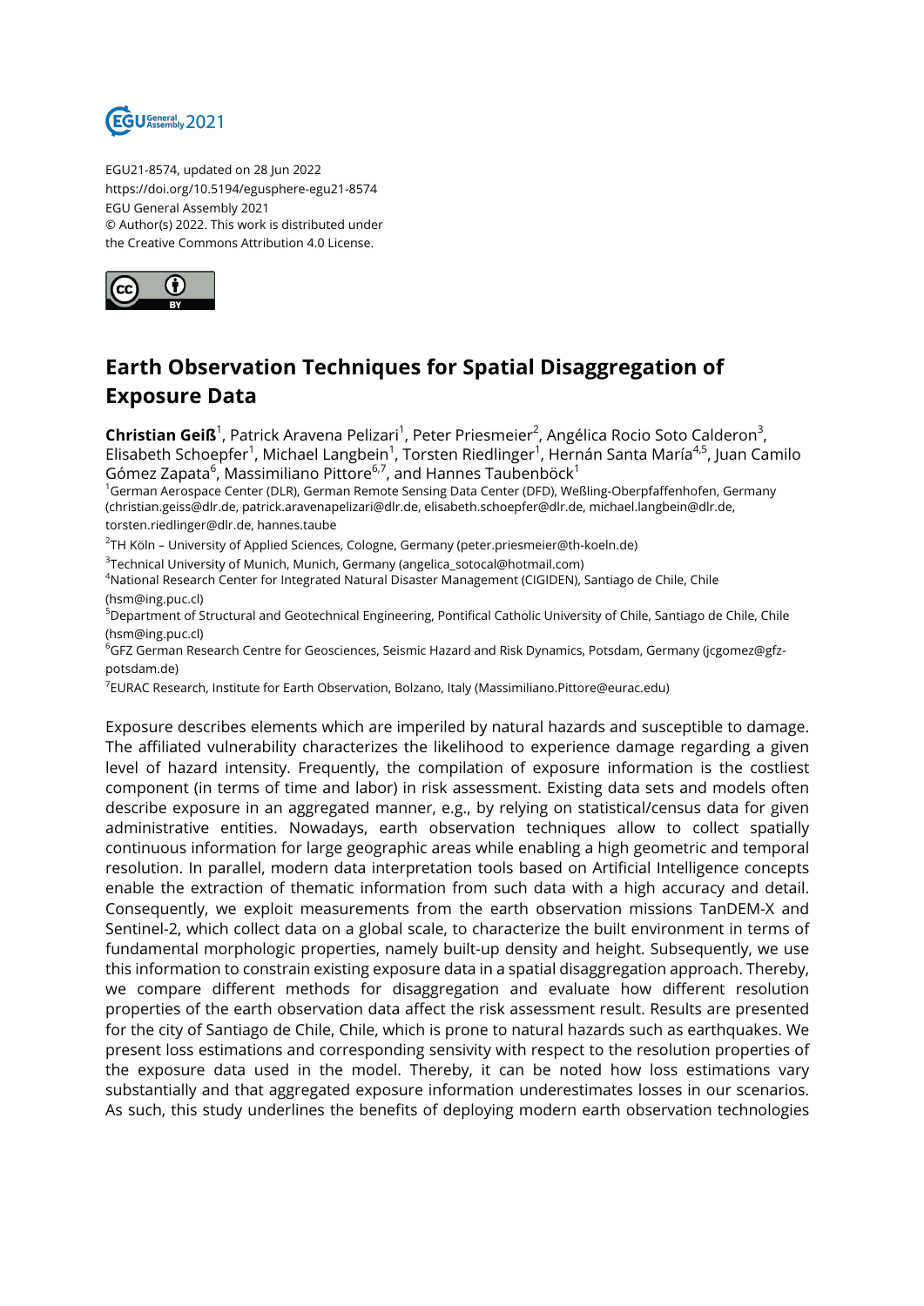EGU21-8574, updated on 28 Jun 2022
https://doi.org/10.5194/egusphere-egu21-8574
EGU General Assembly 2021
© Author(s) 2022. This work is distributed under
the Creative Commons Attribution 4.0 License.

# Earth Observation Techniques for Spatial Disaggregation of Exposure Data

**Christian Geiß**[1], Patrick Aravena Pelizari[1], Peter Priesmeier[2], Angélica Rocio Soto Calderon[3], Elisabeth Schoepfer[1], Michael Langbein[1], Torsten Riedlinger[1], Hernán Santa María[4,5], Juan Camilo Gómez Zapata[6], Massimiliano Pittore[6,7], and Hannes Taubenböck[1]

[1]German Aerospace Center (DLR), German Remote Sensing Data Center (DFD), Weßling-Oberpfaffenhofen, Germany (christian.geiss@dlr.de, patrick.aravenapelizari@dlr.de, elisabeth.schoepfer@dlr.de, michael.langbein@dlr.de, torsten.riedlinger@dlr.de, hannes.taube

[2]TH Köln – University of Applied Sciences, Cologne, Germany (peter.priesmeier@th-koeln.de)

[3]Technical University of Munich, Munich, Germany (angelica_sotocal@hotmail.com)

[4]National Research Center for Integrated Natural Disaster Management (CIGIDEN), Santiago de Chile, Chile (hsm@ing.puc.cl)

[5]Department of Structural and Geotechnical Engineering, Pontifical Catholic University of Chile, Santiago de Chile, Chile (hsm@ing.puc.cl)

[6]GFZ German Research Centre for Geosciences, Seismic Hazard and Risk Dynamics, Potsdam, Germany (jcgomez@gfz-potsdam.de)

[7]EURAC Research, Institute for Earth Observation, Bolzano, Italy (Massimiliano.Pittore@eurac.edu)

Exposure describes elements which are imperiled by natural hazards and susceptible to damage. The affiliated vulnerability characterizes the likelihood to experience damage regarding a given level of hazard intensity. Frequently, the compilation of exposure information is the costliest component (in terms of time and labor) in risk assessment. Existing data sets and models often describe exposure in an aggregated manner, e.g., by relying on statistical/census data for given administrative entities. Nowadays, earth observation techniques allow to collect spatially continuous information for large geographic areas while enabling a high geometric and temporal resolution. In parallel, modern data interpretation tools based on Artificial Intelligence concepts enable the extraction of thematic information from such data with a high accuracy and detail. Consequently, we exploit measurements from the earth observation missions TanDEM-X and Sentinel-2, which collect data on a global scale, to characterize the built environment in terms of fundamental morphologic properties, namely built-up density and height. Subsequently, we use this information to constrain existing exposure data in a spatial disaggregation approach. Thereby, we compare different methods for disaggregation and evaluate how different resolution properties of the earth observation data affect the risk assessment result. Results are presented for the city of Santiago de Chile, Chile, which is prone to natural hazards such as earthquakes. We present loss estimations and corresponding sensivity with respect to the resolution properties of the exposure data used in the model. Thereby, it can be noted how loss estimations vary substantially and that aggregated exposure information underestimates losses in our scenarios. As such, this study underlines the benefits of deploying modern earth observation technologies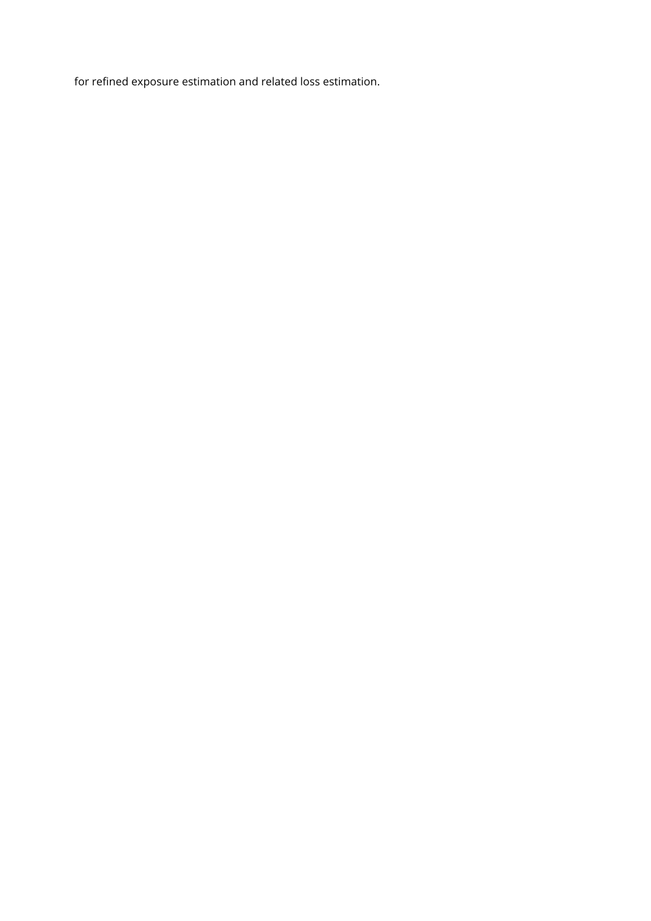for refined exposure estimation and related loss estimation.